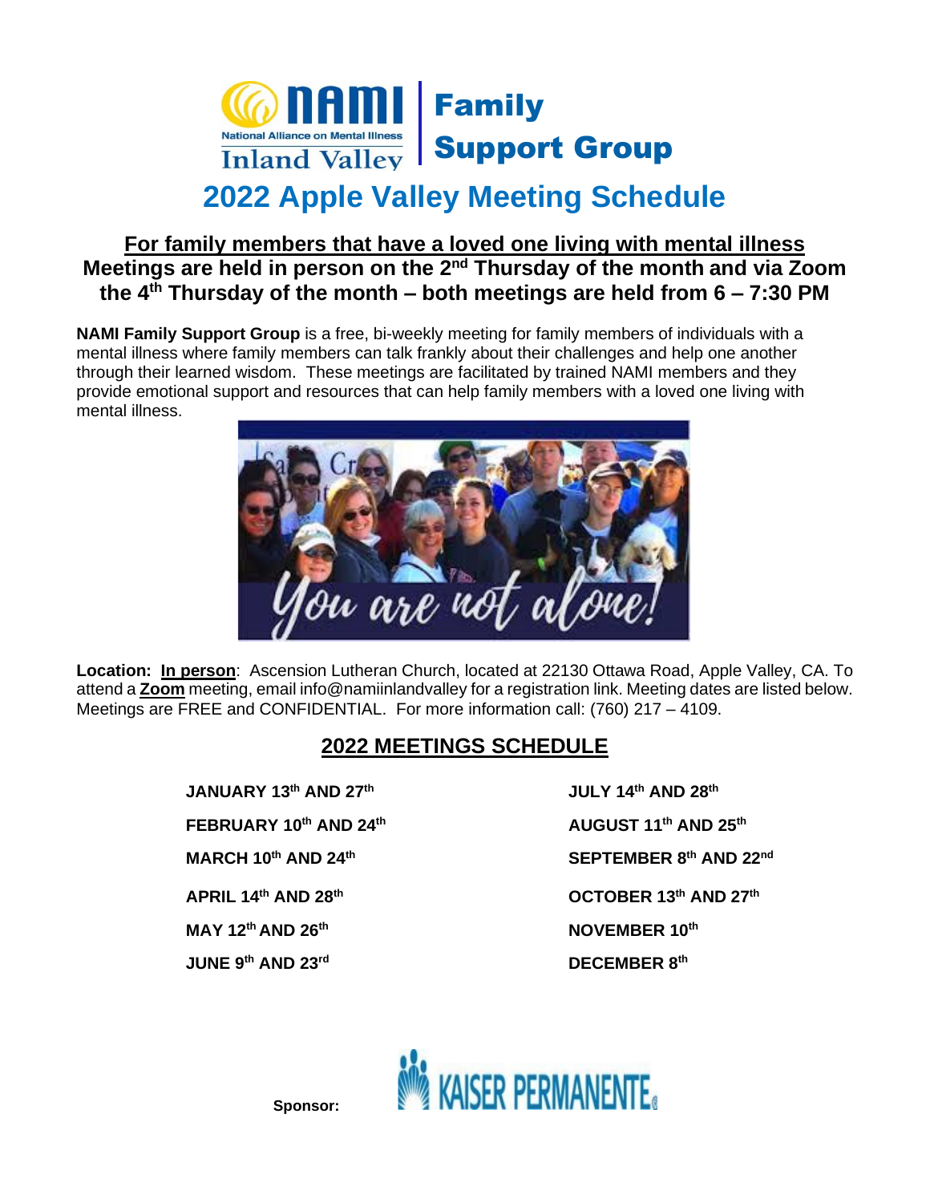# NAMI Inland Valley — Family Support Group

National Alliance on Mental Illness

## 2022 Apple Valley Meeting Schedule

### For family members that have a loved one living with mental illness

**Meetings are held in person on the 2nd Thursday of the month and via Zoom the 4th Thursday of the month – both meetings are held from 6 – 7:30 PM**

**NAMI Family Support Group** is a free, bi-weekly meeting for family members of individuals with a mental illness where family members can talk frankly about their challenges and help one another through their learned wisdom. These meetings are facilitated by trained NAMI members and they provide emotional support and resources that can help family members with a loved one living with mental illness.

*You are not alone!*

**Location:** **In person**: Ascension Lutheran Church, located at 22130 Ottawa Road, Apple Valley, CA. To attend a **Zoom** meeting, email info@namiinlandvalley for a registration link. Meeting dates are listed below. Meetings are FREE and CONFIDENTIAL. For more information call: (760) 217 – 4109.

## 2022 MEETINGS SCHEDULE

- **JANUARY 13th AND 27th**
- **FEBRUARY 10th AND 24th**
- **MARCH 10th AND 24th**
- **APRIL 14th AND 28th**
- **MAY 12th AND 26th**
- **JUNE 9th AND 23rd**
- **JULY 14th AND 28th**
- **AUGUST 11th AND 25th**
- **SEPTEMBER 8th AND 22nd**
- **OCTOBER 13th AND 27th**
- **NOVEMBER 10th**
- **DECEMBER 8th**

**Sponsor:** KAISER PERMANENTE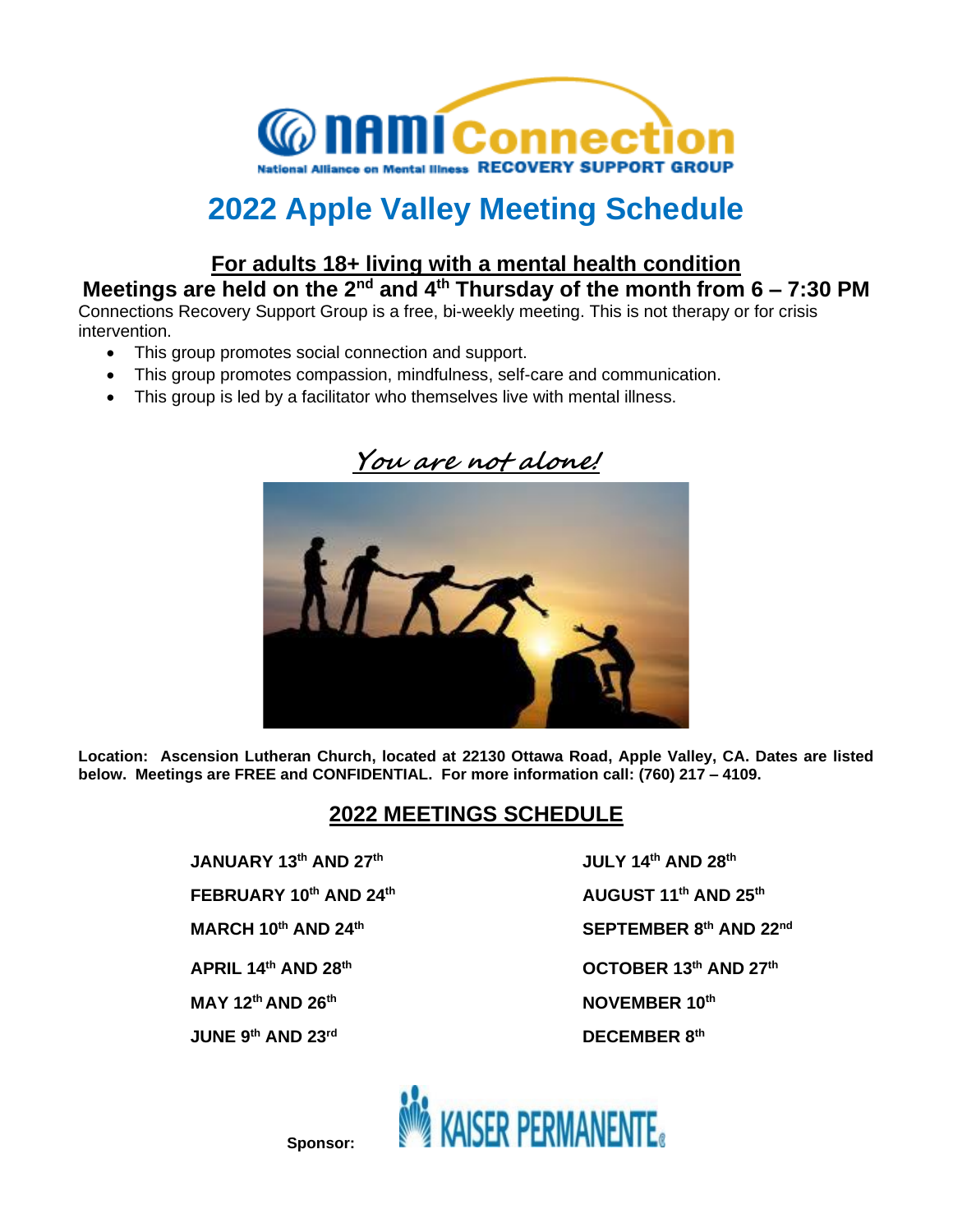NAMI Connection

National Alliance on Mental Illness RECOVERY SUPPORT GROUP

# 2022 Apple Valley Meeting Schedule

## For adults 18+ living with a mental health condition

**Meetings are held on the 2nd and 4th Thursday of the month from 6 – 7:30 PM**

Connections Recovery Support Group is a free, bi-weekly meeting. This is not therapy or for crisis intervention.

- This group promotes social connection and support.
- This group promotes compassion, mindfulness, self-care and communication.
- This group is led by a facilitator who themselves live with mental illness.

*You are not alone!*

**Location: Ascension Lutheran Church, located at 22130 Ottawa Road, Apple Valley, CA. Dates are listed below. Meetings are FREE and CONFIDENTIAL. For more information call: (760) 217 – 4109.**

## 2022 MEETINGS SCHEDULE

| | |
|---|---|
| **JANUARY 13th AND 27th** | **JULY 14th AND 28th** |
| **FEBRUARY 10th AND 24th** | **AUGUST 11th AND 25th** |
| **MARCH 10th AND 24th** | **SEPTEMBER 8th AND 22nd** |
| **APRIL 14th AND 28th** | **OCTOBER 13th AND 27th** |
| **MAY 12th AND 26th** | **NOVEMBER 10th** |
| **JUNE 9th AND 23rd** | **DECEMBER 8th** |

**Sponsor:** KAISER PERMANENTE